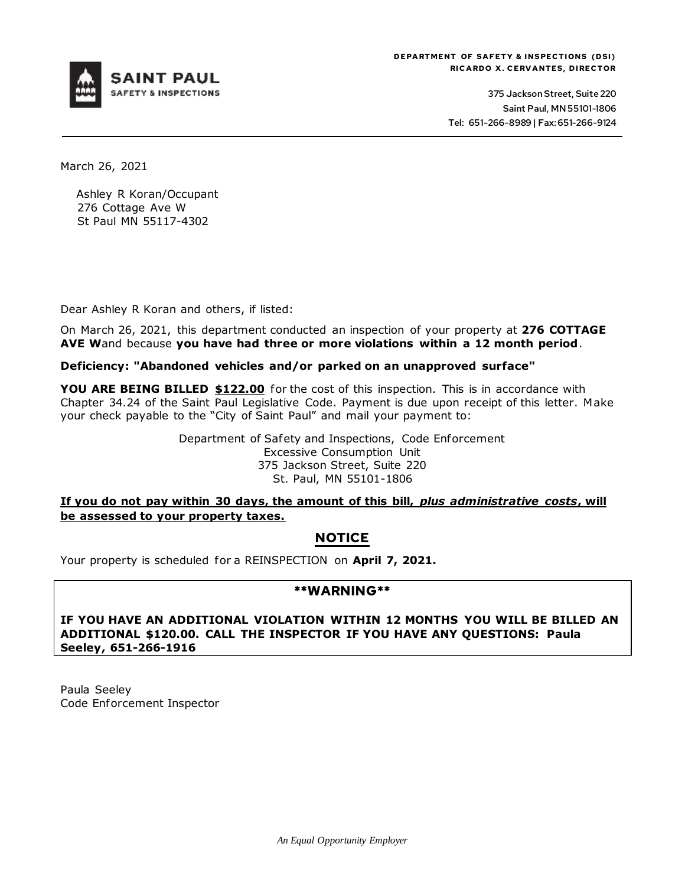**DEPARTMENT OF SAFETY & INSPECTIONS (DSI)**
**RICARDO X. CERVANTES, DIRECTOR**

**SAINT PAUL**
**SAFETY & INSPECTIONS**

375 Jackson Street, Suite 220
Saint Paul, MN 55101-1806
Tel: 651-266-8989 | Fax: 651-266-9124

---

March 26, 2021

Ashley R Koran/Occupant
276 Cottage Ave W
St Paul MN 55117-4302

Dear Ashley R Koran and others, if listed:

On March 26, 2021, this department conducted an inspection of your property at **276 COTTAGE AVE W**and because **you have had three or more violations within a 12 month period**.

**Deficiency: "Abandoned vehicles and/or parked on an unapproved surface"**

**YOU ARE BEING BILLED <u>$122.00</u>** for the cost of this inspection. This is in accordance with Chapter 34.24 of the Saint Paul Legislative Code. Payment is due upon receipt of this letter. Make your check payable to the "City of Saint Paul" and mail your payment to:

Department of Safety and Inspections, Code Enforcement
Excessive Consumption Unit
375 Jackson Street, Suite 220
St. Paul, MN 55101-1806

**<u>If you do not pay within 30 days, the amount of this bill, *plus administrative costs*, will be assessed to your property taxes.</u>**

## <u>NOTICE</u>

Your property is scheduled for a REINSPECTION on **April 7, 2021.**

**\*\*WARNING\*\***

**IF YOU HAVE AN ADDITIONAL VIOLATION WITHIN 12 MONTHS YOU WILL BE BILLED AN ADDITIONAL $120.00. CALL THE INSPECTOR IF YOU HAVE ANY QUESTIONS: Paula Seeley, 651-266-1916**

Paula Seeley
Code Enforcement Inspector

*An Equal Opportunity Employer*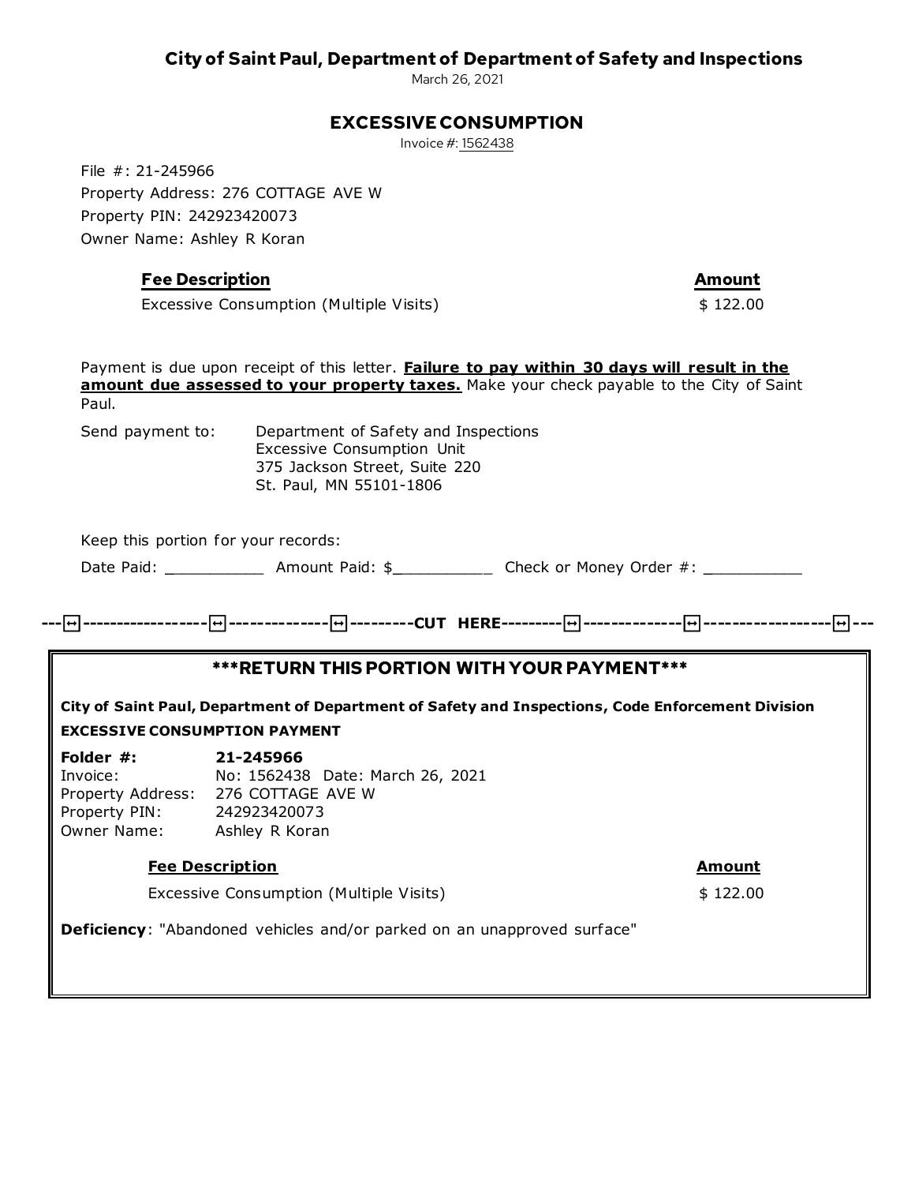## City of Saint Paul, Department of Department of Safety and Inspections

March 26, 2021

## EXCESSIVE CONSUMPTION

Invoice #: 1562438

File #: 21-245966
Property Address: 276 COTTAGE AVE W
Property PIN: 242923420073
Owner Name: Ashley R Koran

| **Fee Description** | **Amount** |
|---|---|
| Excessive Consumption (Multiple Visits) | $ 122.00 |

Payment is due upon receipt of this letter. **Failure to pay within 30 days will result in the amount due assessed to your property taxes.** Make your check payable to the City of Saint Paul.

Send payment to:

Department of Safety and Inspections
Excessive Consumption Unit
375 Jackson Street, Suite 220
St. Paul, MN 55101-1806

Keep this portion for your records:

Date Paid: __________ Amount Paid: $__________ Check or Money Order #: __________

---------------------------------------CUT HERE---------------------------------------

### ***RETURN THIS PORTION WITH YOUR PAYMENT***

**City of Saint Paul, Department of Department of Safety and Inspections, Code Enforcement Division**

**EXCESSIVE CONSUMPTION PAYMENT**

**Folder #:** **21-245966**
Invoice: No: 1562438 Date: March 26, 2021
Property Address: 276 COTTAGE AVE W
Property PIN: 242923420073
Owner Name: Ashley R Koran

| **Fee Description** | **Amount** |
|---|---|
| Excessive Consumption (Multiple Visits) | $ 122.00 |

**Deficiency**: "Abandoned vehicles and/or parked on an unapproved surface"